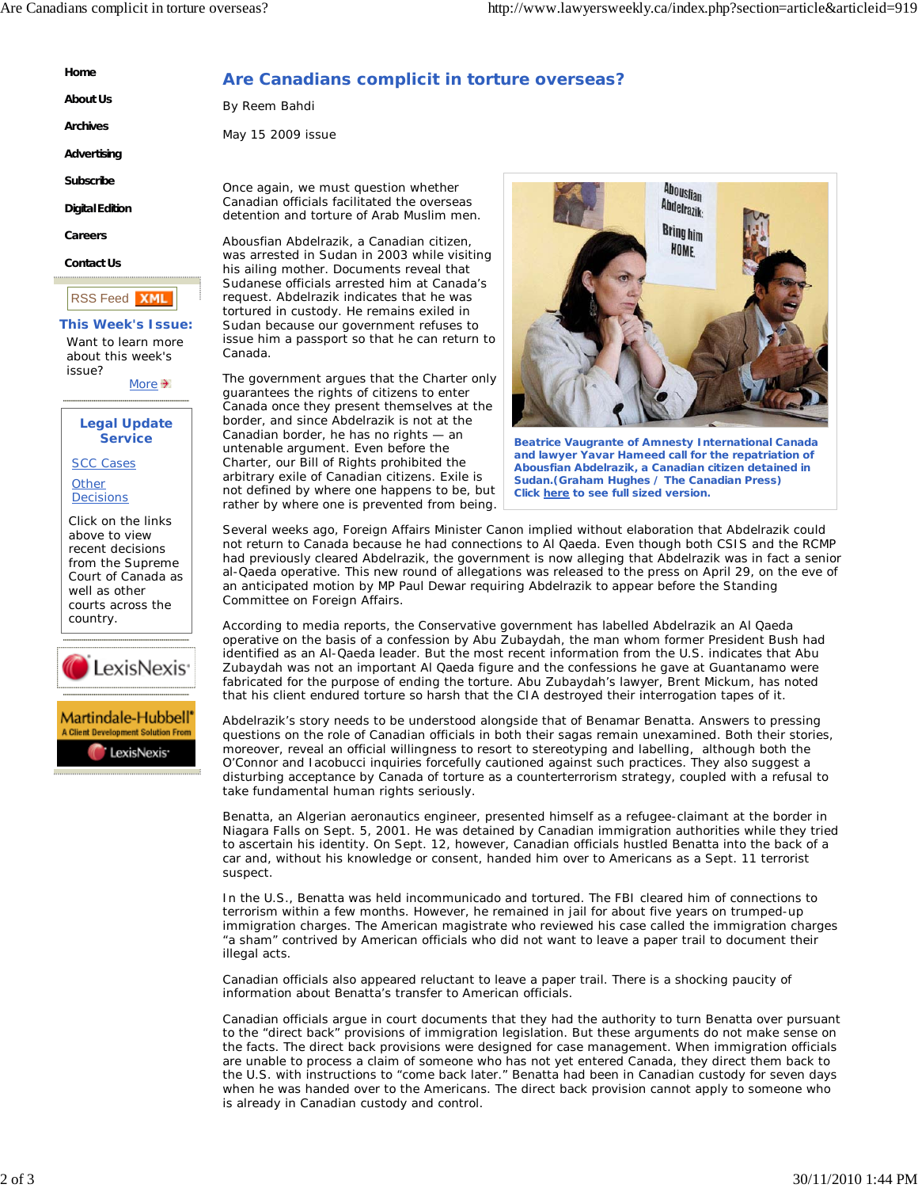# Are Canadians complicit in torture overseas?

By Reem Bahdi

May 15 2009 issue

Once again, we must question whether Canadian officials facilitated the overseas detention and torture of Arab Muslim men.

Abousfian Abdelrazik, a Canadian citizen, was arrested in Sudan in 2003 while visiting his ailing mother. Documents reveal that Sudanese officials arrested him at Canada's request. Abdelrazik indicates that he was tortured in custody. He remains exiled in Sudan because our government refuses to issue him a passport so that he can return to Canada.

Beatrice Vaugrante of Amnesty International Canada and lawyer Yavar Hameed call for the repatriation of Abousfian Abdelrazik, a Canadian citizen detained in Sudan.(Graham Hughes / The Canadian Press)
Click here to see full sized version.

The government argues that the Charter only guarantees the rights of citizens to enter Canada once they present themselves at the border, and since Abdelrazik is not at the Canadian border, he has no rights — an untenable argument. Even before the Charter, our Bill of Rights prohibited the arbitrary exile of Canadian citizens. Exile is not defined by where one happens to be, but rather by where one is prevented from being.

Several weeks ago, Foreign Affairs Minister Canon implied without elaboration that Abdelrazik could not return to Canada because he had connections to Al Qaeda. Even though both CSIS and the RCMP had previously cleared Abdelrazik, the government is now alleging that Abdelrazik was in fact a senior al-Qaeda operative. This new round of allegations was released to the press on April 29, on the eve of an anticipated motion by MP Paul Dewar requiring Abdelrazik to appear before the Standing Committee on Foreign Affairs.

According to media reports, the Conservative government has labelled Abdelrazik an Al Qaeda operative on the basis of a confession by Abu Zubaydah, the man whom former President Bush had identified as an Al-Qaeda leader. But the most recent information from the U.S. indicates that Abu Zubaydah was not an important Al Qaeda figure and the confessions he gave at Guantanamo were fabricated for the purpose of ending the torture. Abu Zubaydah's lawyer, Brent Mickum, has noted that his client endured torture so harsh that the CIA destroyed their interrogation tapes of it.

Abdelrazik's story needs to be understood alongside that of Benamar Benatta. Answers to pressing questions on the role of Canadian officials in both their sagas remain unexamined. Both their stories, moreover, reveal an official willingness to resort to stereotyping and labelling, although both the O'Connor and Iacobucci inquiries forcefully cautioned against such practices. They also suggest a disturbing acceptance by Canada of torture as a counterterrorism strategy, coupled with a refusal to take fundamental human rights seriously.

Benatta, an Algerian aeronautics engineer, presented himself as a refugee-claimant at the border in Niagara Falls on Sept. 5, 2001. He was detained by Canadian immigration authorities while they tried to ascertain his identity. On Sept. 12, however, Canadian officials hustled Benatta into the back of a car and, without his knowledge or consent, handed him over to Americans as a Sept. 11 terrorist suspect.

In the U.S., Benatta was held incommunicado and tortured. The FBI cleared him of connections to terrorism within a few months. However, he remained in jail for about five years on trumped-up immigration charges. The American magistrate who reviewed his case called the immigration charges "a sham" contrived by American officials who did not want to leave a paper trail to document their illegal acts.

Canadian officials also appeared reluctant to leave a paper trail. There is a shocking paucity of information about Benatta's transfer to American officials.

Canadian officials argue in court documents that they had the authority to turn Benatta over pursuant to the "direct back" provisions of immigration legislation. But these arguments do not make sense on the facts. The direct back provisions were designed for case management. When immigration officials are unable to process a claim of someone who has not yet entered Canada, they direct them back to the U.S. with instructions to "come back later." Benatta had been in Canadian custody for seven days when he was handed over to the Americans. The direct back provision cannot apply to someone who is already in Canadian custody and control.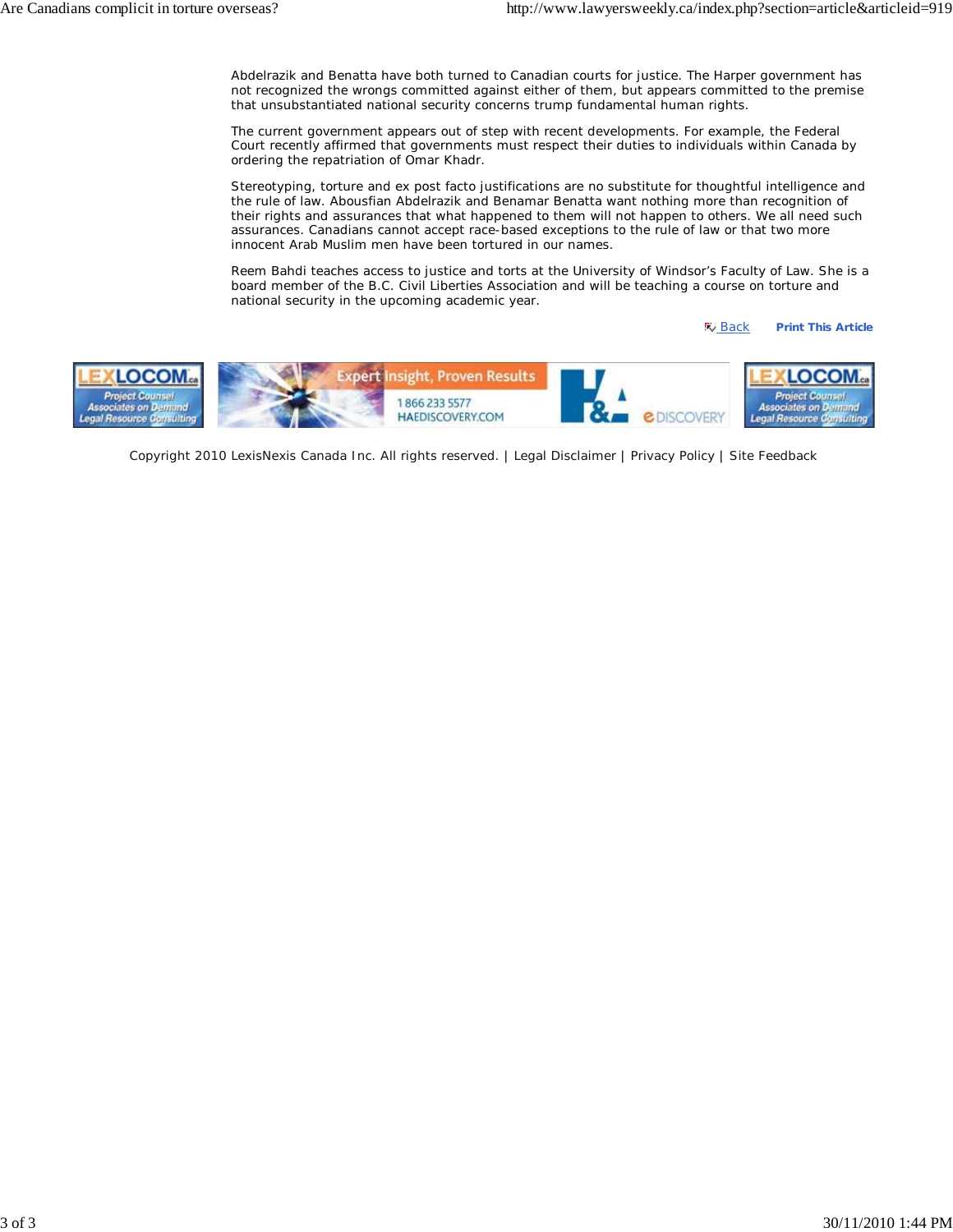Abdelrazik and Benatta have both turned to Canadian courts for justice. The Harper government has not recognized the wrongs committed against either of them, but appears committed to the premise that unsubstantiated national security concerns trump fundamental human rights.

The current government appears out of step with recent developments. For example, the Federal Court recently affirmed that governments must respect their duties to individuals within Canada by ordering the repatriation of Omar Khadr.

Stereotyping, torture and ex post facto justifications are no substitute for thoughtful intelligence and the rule of law. Abousfian Abdelrazik and Benamar Benatta want nothing more than recognition of their rights and assurances that what happened to them will not happen to others. We all need such assurances. Canadians cannot accept race-based exceptions to the rule of law or that two more innocent Arab Muslim men have been tortured in our names.

Reem Bahdi teaches access to justice and torts at the University of Windsor's Faculty of Law. She is a board member of the B.C. Civil Liberties Association and will be teaching a course on torture and national security in the upcoming academic year.

Back    **Print This Article**

Copyright 2010 LexisNexis Canada Inc. All rights reserved. | Legal Disclaimer | Privacy Policy | Site Feedback